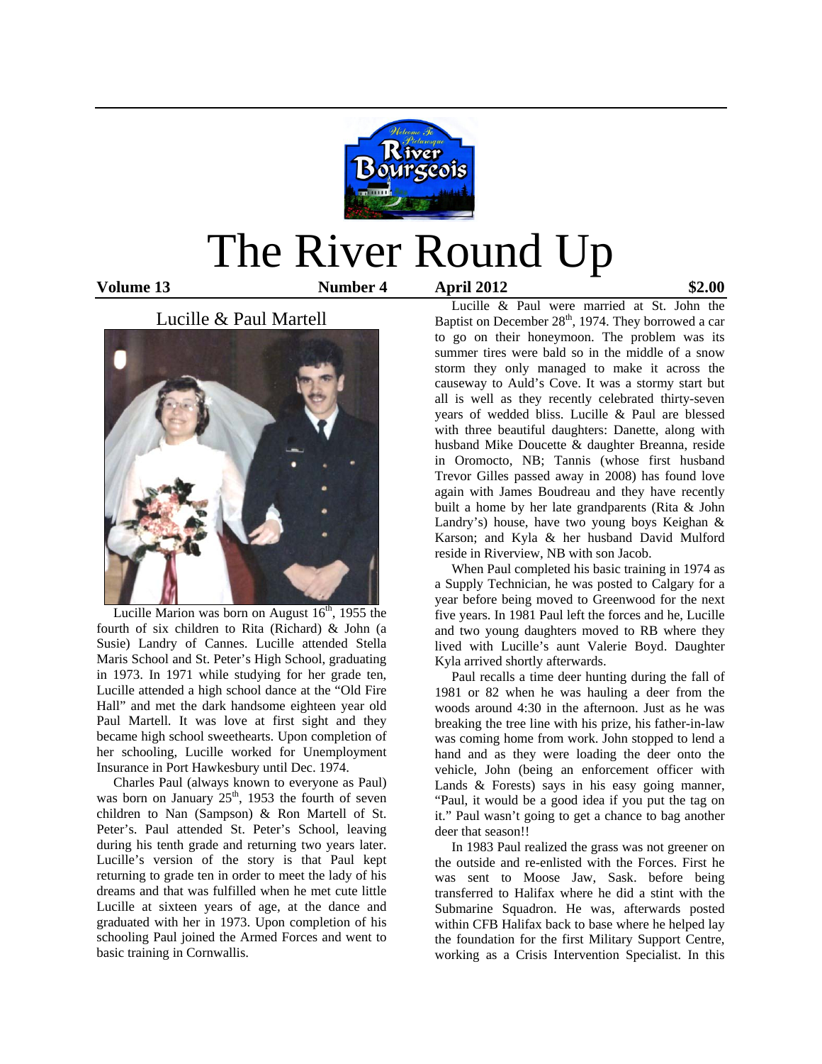# The River Round Up

**Volume 13** **Number 4** **April 2012** **$2.00**

## Lucille & Paul Martell

Lucille Marion was born on August 16th, 1955 the fourth of six children to Rita (Richard) & John (a Susie) Landry of Cannes. Lucille attended Stella Maris School and St. Peter's High School, graduating in 1973. In 1971 while studying for her grade ten, Lucille attended a high school dance at the "Old Fire Hall" and met the dark handsome eighteen year old Paul Martell. It was love at first sight and they became high school sweethearts. Upon completion of her schooling, Lucille worked for Unemployment Insurance in Port Hawkesbury until Dec. 1974.

Charles Paul (always known to everyone as Paul) was born on January 25th, 1953 the fourth of seven children to Nan (Sampson) & Ron Martell of St. Peter's. Paul attended St. Peter's School, leaving during his tenth grade and returning two years later. Lucille's version of the story is that Paul kept returning to grade ten in order to meet the lady of his dreams and that was fulfilled when he met cute little Lucille at sixteen years of age, at the dance and graduated with her in 1973. Upon completion of his schooling Paul joined the Armed Forces and went to basic training in Cornwallis.

Lucille & Paul were married at St. John the Baptist on December 28th, 1974. They borrowed a car to go on their honeymoon. The problem was its summer tires were bald so in the middle of a snow storm they only managed to make it across the causeway to Auld's Cove. It was a stormy start but all is well as they recently celebrated thirty-seven years of wedded bliss. Lucille & Paul are blessed with three beautiful daughters: Danette, along with husband Mike Doucette & daughter Breanna, reside in Oromocto, NB; Tannis (whose first husband Trevor Gilles passed away in 2008) has found love again with James Boudreau and they have recently built a home by her late grandparents (Rita & John Landry's) house, have two young boys Keighan & Karson; and Kyla & her husband David Mulford reside in Riverview, NB with son Jacob.

When Paul completed his basic training in 1974 as a Supply Technician, he was posted to Calgary for a year before being moved to Greenwood for the next five years. In 1981 Paul left the forces and he, Lucille and two young daughters moved to RB where they lived with Lucille's aunt Valerie Boyd. Daughter Kyla arrived shortly afterwards.

Paul recalls a time deer hunting during the fall of 1981 or 82 when he was hauling a deer from the woods around 4:30 in the afternoon. Just as he was breaking the tree line with his prize, his father-in-law was coming home from work. John stopped to lend a hand and as they were loading the deer onto the vehicle, John (being an enforcement officer with Lands & Forests) says in his easy going manner, "Paul, it would be a good idea if you put the tag on it." Paul wasn't going to get a chance to bag another deer that season!!

In 1983 Paul realized the grass was not greener on the outside and re-enlisted with the Forces. First he was sent to Moose Jaw, Sask. before being transferred to Halifax where he did a stint with the Submarine Squadron. He was, afterwards posted within CFB Halifax back to base where he helped lay the foundation for the first Military Support Centre, working as a Crisis Intervention Specialist. In this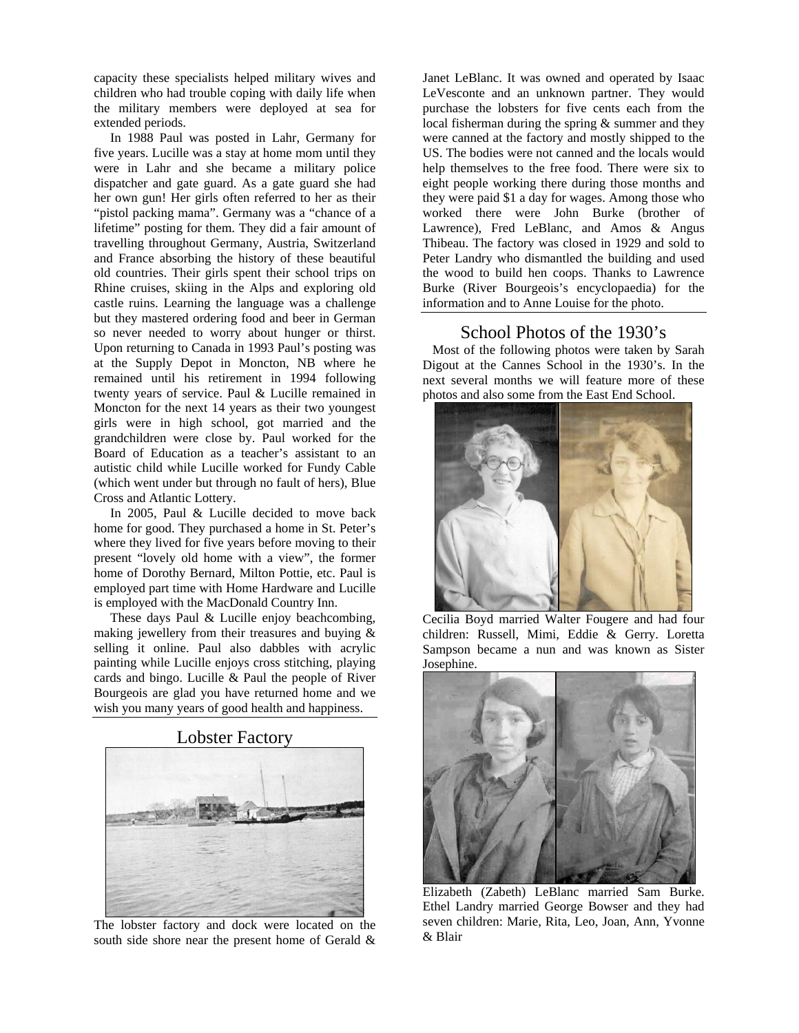capacity these specialists helped military wives and children who had trouble coping with daily life when the military members were deployed at sea for extended periods.

In 1988 Paul was posted in Lahr, Germany for five years. Lucille was a stay at home mom until they were in Lahr and she became a military police dispatcher and gate guard. As a gate guard she had her own gun! Her girls often referred to her as their "pistol packing mama". Germany was a "chance of a lifetime" posting for them. They did a fair amount of travelling throughout Germany, Austria, Switzerland and France absorbing the history of these beautiful old countries. Their girls spent their school trips on Rhine cruises, skiing in the Alps and exploring old castle ruins. Learning the language was a challenge but they mastered ordering food and beer in German so never needed to worry about hunger or thirst. Upon returning to Canada in 1993 Paul's posting was at the Supply Depot in Moncton, NB where he remained until his retirement in 1994 following twenty years of service. Paul & Lucille remained in Moncton for the next 14 years as their two youngest girls were in high school, got married and the grandchildren were close by. Paul worked for the Board of Education as a teacher's assistant to an autistic child while Lucille worked for Fundy Cable (which went under but through no fault of hers), Blue Cross and Atlantic Lottery.

In 2005, Paul & Lucille decided to move back home for good. They purchased a home in St. Peter's where they lived for five years before moving to their present "lovely old home with a view", the former home of Dorothy Bernard, Milton Pottie, etc. Paul is employed part time with Home Hardware and Lucille is employed with the MacDonald Country Inn.

These days Paul & Lucille enjoy beachcombing, making jewellery from their treasures and buying & selling it online. Paul also dabbles with acrylic painting while Lucille enjoys cross stitching, playing cards and bingo. Lucille & Paul the people of River Bourgeois are glad you have returned home and we wish you many years of good health and happiness.

## Lobster Factory

The lobster factory and dock were located on the south side shore near the present home of Gerald & Janet LeBlanc. It was owned and operated by Isaac LeVesconte and an unknown partner. They would purchase the lobsters for five cents each from the local fisherman during the spring & summer and they were canned at the factory and mostly shipped to the US. The bodies were not canned and the locals would help themselves to the free food. There were six to eight people working there during those months and they were paid $1 a day for wages. Among those who worked there were John Burke (brother of Lawrence), Fred LeBlanc, and Amos & Angus Thibeau. The factory was closed in 1929 and sold to Peter Landry who dismantled the building and used the wood to build hen coops. Thanks to Lawrence Burke (River Bourgeois's encyclopaedia) for the information and to Anne Louise for the photo.

## School Photos of the 1930's

Most of the following photos were taken by Sarah Digout at the Cannes School in the 1930's. In the next several months we will feature more of these photos and also some from the East End School.

Cecilia Boyd married Walter Fougere and had four children: Russell, Mimi, Eddie & Gerry. Loretta Sampson became a nun and was known as Sister Josephine.

Elizabeth (Zabeth) LeBlanc married Sam Burke. Ethel Landry married George Bowser and they had seven children: Marie, Rita, Leo, Joan, Ann, Yvonne & Blair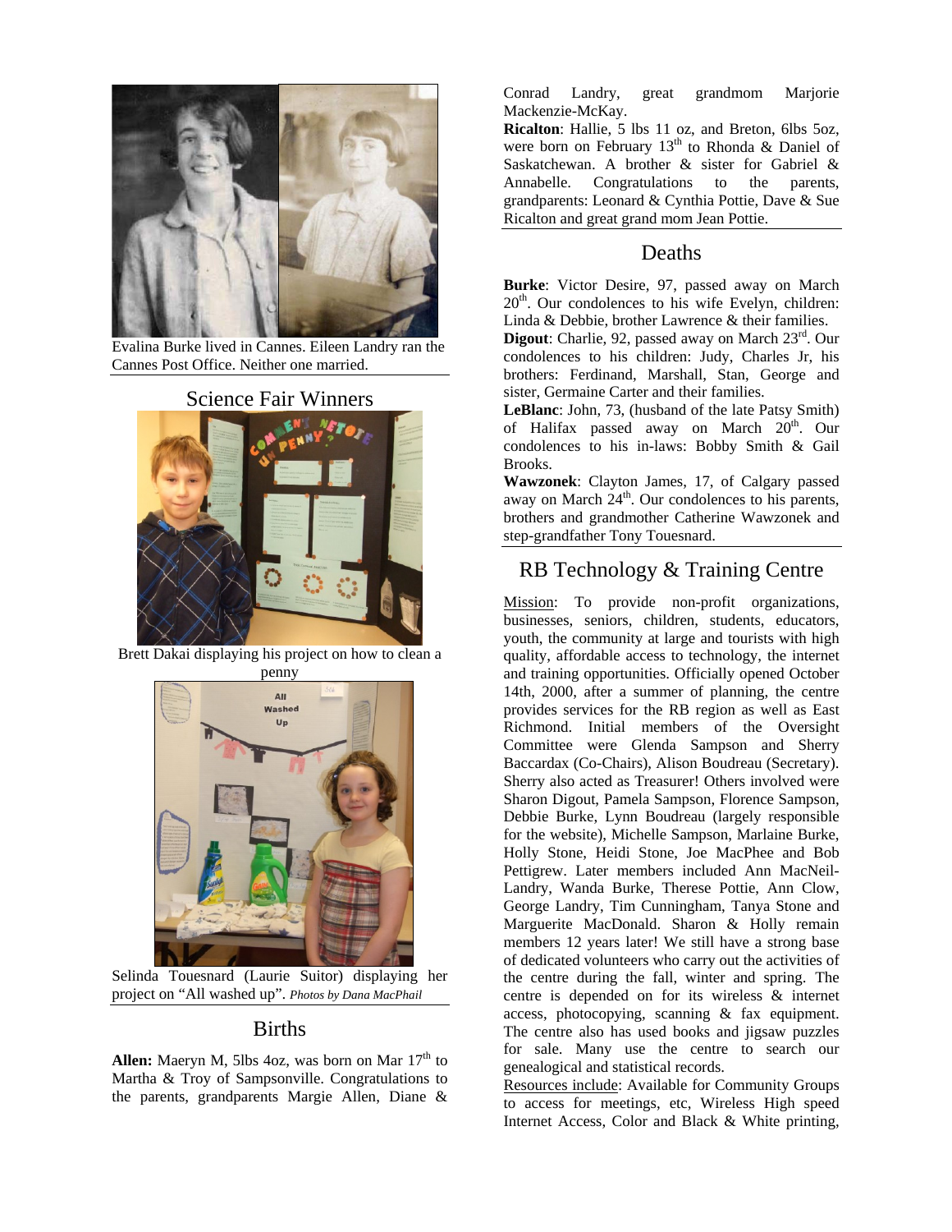Evalina Burke lived in Cannes. Eileen Landry ran the Cannes Post Office. Neither one married.

## Science Fair Winners

Brett Dakai displaying his project on how to clean a penny

Selinda Touesnard (Laurie Suitor) displaying her project on "All washed up". *Photos by Dana MacPhail*

## Births

**Allen:** Maeryn M, 5lbs 4oz, was born on Mar 17th to Martha & Troy of Sampsonville. Congratulations to the parents, grandparents Margie Allen, Diane & Conrad Landry, great grandmom Marjorie Mackenzie-McKay.

**Ricalton**: Hallie, 5 lbs 11 oz, and Breton, 6lbs 5oz, were born on February 13th to Rhonda & Daniel of Saskatchewan. A brother & sister for Gabriel & Annabelle. Congratulations to the parents, grandparents: Leonard & Cynthia Pottie, Dave & Sue Ricalton and great grand mom Jean Pottie.

## Deaths

**Burke**: Victor Desire, 97, passed away on March 20th. Our condolences to his wife Evelyn, children: Linda & Debbie, brother Lawrence & their families.

**Digout**: Charlie, 92, passed away on March 23rd. Our condolences to his children: Judy, Charles Jr, his brothers: Ferdinand, Marshall, Stan, George and sister, Germaine Carter and their families.

**LeBlanc**: John, 73, (husband of the late Patsy Smith) of Halifax passed away on March 20th. Our condolences to his in-laws: Bobby Smith & Gail Brooks.

**Wawzonek**: Clayton James, 17, of Calgary passed away on March 24th. Our condolences to his parents, brothers and grandmother Catherine Wawzonek and step-grandfather Tony Touesnard.

## RB Technology & Training Centre

Mission: To provide non-profit organizations, businesses, seniors, children, students, educators, youth, the community at large and tourists with high quality, affordable access to technology, the internet and training opportunities. Officially opened October 14th, 2000, after a summer of planning, the centre provides services for the RB region as well as East Richmond. Initial members of the Oversight Committee were Glenda Sampson and Sherry Baccardax (Co-Chairs), Alison Boudreau (Secretary). Sherry also acted as Treasurer! Others involved were Sharon Digout, Pamela Sampson, Florence Sampson, Debbie Burke, Lynn Boudreau (largely responsible for the website), Michelle Sampson, Marlaine Burke, Holly Stone, Heidi Stone, Joe MacPhee and Bob Pettigrew. Later members included Ann MacNeil-Landry, Wanda Burke, Therese Pottie, Ann Clow, George Landry, Tim Cunningham, Tanya Stone and Marguerite MacDonald. Sharon & Holly remain members 12 years later! We still have a strong base of dedicated volunteers who carry out the activities of the centre during the fall, winter and spring. The centre is depended on for its wireless & internet access, photocopying, scanning & fax equipment. The centre also has used books and jigsaw puzzles for sale. Many use the centre to search our genealogical and statistical records.

Resources include: Available for Community Groups to access for meetings, etc, Wireless High speed Internet Access, Color and Black & White printing,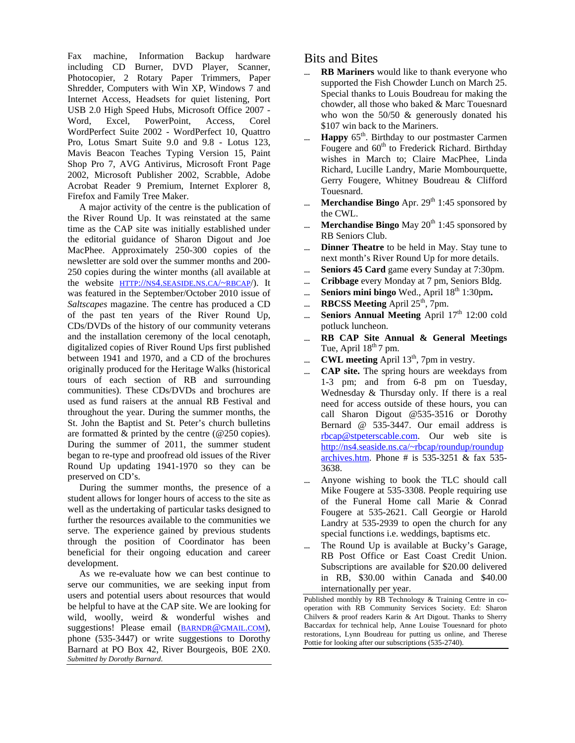Fax machine, Information Backup hardware including CD Burner, DVD Player, Scanner, Photocopier, 2 Rotary Paper Trimmers, Paper Shredder, Computers with Win XP, Windows 7 and Internet Access, Headsets for quiet listening, Port USB 2.0 High Speed Hubs, Microsoft Office 2007 - Word, Excel, PowerPoint, Access, Corel WordPerfect Suite 2002 - WordPerfect 10, Quattro Pro, Lotus Smart Suite 9.0 and 9.8 - Lotus 123, Mavis Beacon Teaches Typing Version 15, Paint Shop Pro 7, AVG Antivirus, Microsoft Front Page 2002, Microsoft Publisher 2002, Scrabble, Adobe Acrobat Reader 9 Premium, Internet Explorer 8, Firefox and Family Tree Maker.

A major activity of the centre is the publication of the River Round Up. It was reinstated at the same time as the CAP site was initially established under the editorial guidance of Sharon Digout and Joe MacPhee. Approximately 250-300 copies of the newsletter are sold over the summer months and 200-250 copies during the winter months (all available at the website HTTP://NS4.SEASIDE.NS.CA/~RBCAP/). It was featured in the September/October 2010 issue of *Saltscapes* magazine. The centre has produced a CD of the past ten years of the River Round Up, CDs/DVDs of the history of our community veterans and the installation ceremony of the local cenotaph, digitalized copies of River Round Ups first published between 1941 and 1970, and a CD of the brochures originally produced for the Heritage Walks (historical tours of each section of RB and surrounding communities). These CDs/DVDs and brochures are used as fund raisers at the annual RB Festival and throughout the year. During the summer months, the St. John the Baptist and St. Peter's church bulletins are formatted & printed by the centre (@250 copies). During the summer of 2011, the summer student began to re-type and proofread old issues of the River Round Up updating 1941-1970 so they can be preserved on CD's.

During the summer months, the presence of a student allows for longer hours of access to the site as well as the undertaking of particular tasks designed to further the resources available to the communities we serve. The experience gained by previous students through the position of Coordinator has been beneficial for their ongoing education and career development.

As we re-evaluate how we can best continue to serve our communities, we are seeking input from users and potential users about resources that would be helpful to have at the CAP site. We are looking for wild, woolly, weird & wonderful wishes and suggestions! Please email (BARNDR@GMAIL.COM), phone (535-3447) or write suggestions to Dorothy Barnard at PO Box 42, River Bourgeois, B0E 2X0.

*Submitted by Dorothy Barnard.*

## Bits and Bites

- **RB Mariners** would like to thank everyone who supported the Fish Chowder Lunch on March 25. Special thanks to Louis Boudreau for making the chowder, all those who baked & Marc Touesnard who won the 50/50 & generously donated his $107 win back to the Mariners.
- **Happy** 65th. Birthday to our postmaster Carmen Fougere and 60th to Frederick Richard. Birthday wishes in March to; Claire MacPhee, Linda Richard, Lucille Landry, Marie Mombourquette, Gerry Fougere, Whitney Boudreau & Clifford Touesnard.
- **Merchandise Bingo** Apr. 29th 1:45 sponsored by the CWL.
- **Merchandise Bingo** May 20th 1:45 sponsored by RB Seniors Club.
- **Dinner Theatre** to be held in May. Stay tune to next month's River Round Up for more details.
- **Seniors 45 Card** game every Sunday at 7:30pm.
- **Cribbage** every Monday at 7 pm, Seniors Bldg.
- **Seniors mini bingo** Wed., April 18th 1:30pm**.**
- **RBCSS Meeting** April 25th, 7pm.
- **Seniors Annual Meeting** April 17th 12:00 cold potluck luncheon.
- **RB CAP Site Annual & General Meetings** Tue, April 18th 7 pm.
- **CWL meeting** April 13th, 7pm in vestry.
- **CAP site.** The spring hours are weekdays from 1-3 pm; and from 6-8 pm on Tuesday, Wednesday & Thursday only. If there is a real need for access outside of these hours, you can call Sharon Digout @535-3516 or Dorothy Bernard @ 535-3447. Our email address is rbcap@stpeterscable.com. Our web site is http://ns4.seaside.ns.ca/~rbcap/roundup/roundup archives.htm. Phone # is 535-3251 & fax 535-3638.
- Anyone wishing to book the TLC should call Mike Fougere at 535-3308. People requiring use of the Funeral Home call Marie & Conrad Fougere at 535-2621. Call Georgie or Harold Landry at 535-2939 to open the church for any special functions i.e. weddings, baptisms etc.
- The Round Up is available at Bucky's Garage, RB Post Office or East Coast Credit Union. Subscriptions are available for $20.00 delivered in RB, $30.00 within Canada and $40.00 internationally per year.

Published monthly by RB Technology & Training Centre in co-operation with RB Community Services Society. Ed: Sharon Chilvers & proof readers Karin & Art Digout. Thanks to Sherry Baccardax for technical help, Anne Louise Touesnard for photo restorations, Lynn Boudreau for putting us online, and Therese Pottie for looking after our subscriptions (535-2740).